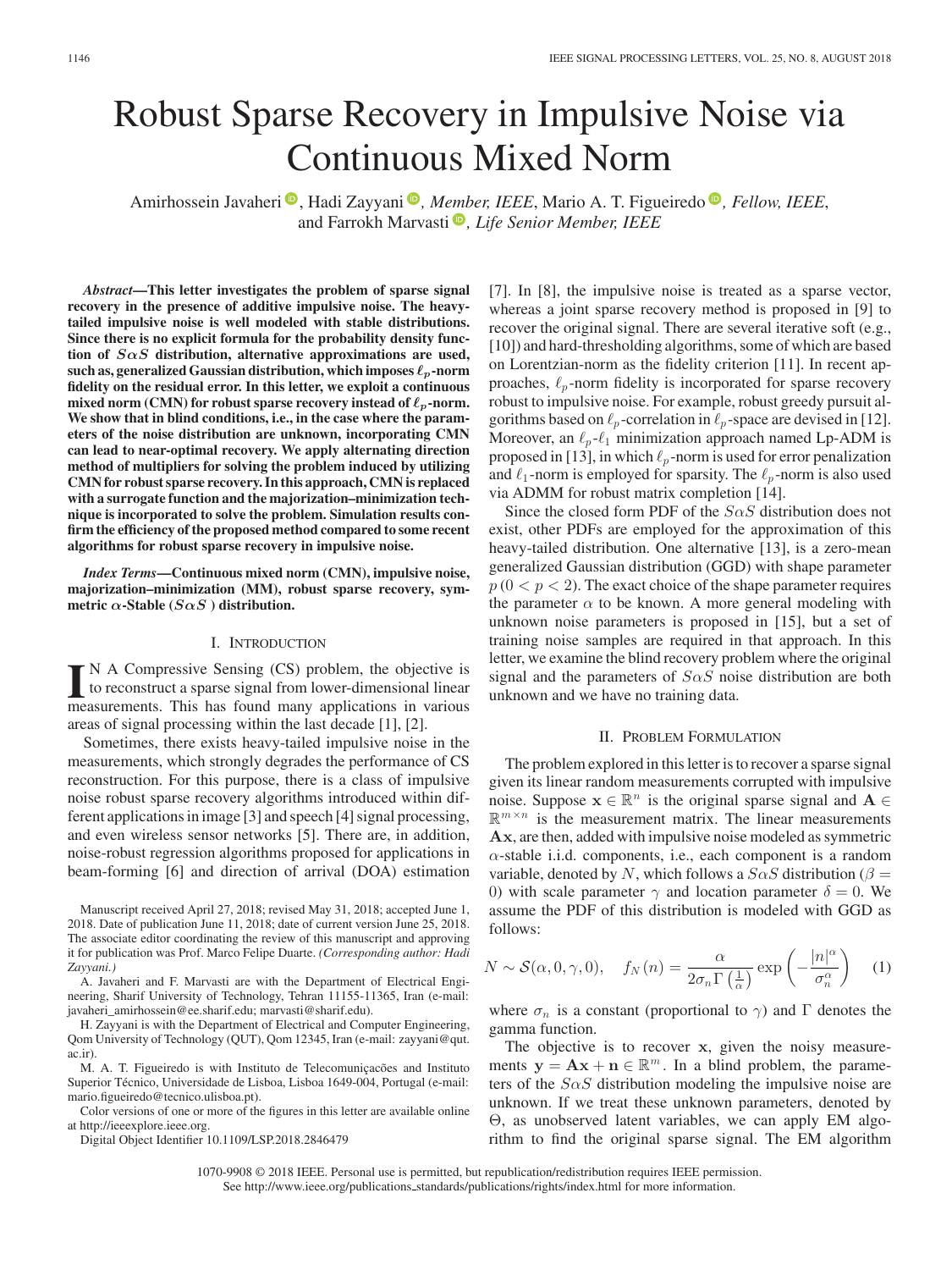# Robust Sparse Recovery in Impulsive Noise via Continuous Mixed Norm

Amirhossein Javaheri, Hadi Zayyani, *Member, IEEE*, Mario A. T. Figueiredo, *Fellow, IEEE*, and Farrokh Marvasti, *Life Senior Member, IEEE*

***Abstract*—This letter investigates the problem of sparse signal recovery in the presence of additive impulsive noise. The heavy-tailed impulsive noise is well modeled with stable distributions. Since there is no explicit formula for the probability density function of $S\alpha S$ distribution, alternative approximations are used, such as, generalized Gaussian distribution, which imposes $\ell_p$-norm fidelity on the residual error. In this letter, we exploit a continuous mixed norm (CMN) for robust sparse recovery instead of $\ell_p$-norm. We show that in blind conditions, i.e., in the case where the parameters of the noise distribution are unknown, incorporating CMN can lead to near-optimal recovery. We apply alternating direction method of multipliers for solving the problem induced by utilizing CMN for robust sparse recovery. In this approach, CMN is replaced with a surrogate function and the majorization–minimization technique is incorporated to solve the problem. Simulation results confirm the efficiency of the proposed method compared to some recent algorithms for robust sparse recovery in impulsive noise.**

***Index Terms*—Continuous mixed norm (CMN), impulsive noise, majorization–minimization (MM), robust sparse recovery, symmetric $\alpha$-Stable ($S\alpha S$ ) distribution.**

## I. Introduction

In a Compressive Sensing (CS) problem, the objective is to reconstruct a sparse signal from lower-dimensional linear measurements. This has found many applications in various areas of signal processing within the last decade [1], [2].

Sometimes, there exists heavy-tailed impulsive noise in the measurements, which strongly degrades the performance of CS reconstruction. For this purpose, there is a class of impulsive noise robust sparse recovery algorithms introduced within different applications in image [3] and speech [4] signal processing, and even wireless sensor networks [5]. There are, in addition, noise-robust regression algorithms proposed for applications in beam-forming [6] and direction of arrival (DOA) estimation [7]. In [8], the impulsive noise is treated as a sparse vector, whereas a joint sparse recovery method is proposed in [9] to recover the original signal. There are several iterative soft (e.g., [10]) and hard-thresholding algorithms, some of which are based on Lorentzian-norm as the fidelity criterion [11]. In recent approaches, $\ell_p$-norm fidelity is incorporated for sparse recovery robust to impulsive noise. For example, robust greedy pursuit algorithms based on $\ell_p$-correlation in $\ell_p$-space are devised in [12]. Moreover, an $\ell_p$-$\ell_1$ minimization approach named Lp-ADM is proposed in [13], in which $\ell_p$-norm is used for error penalization and $\ell_1$-norm is employed for sparsity. The $\ell_p$-norm is also used via ADMM for robust matrix completion [14].

Since the closed form PDF of the $S\alpha S$ distribution does not exist, other PDFs are employed for the approximation of this heavy-tailed distribution. One alternative [13], is a zero-mean generalized Gaussian distribution (GGD) with shape parameter $p\,(0 < p < 2)$. The exact choice of the shape parameter requires the parameter $\alpha$ to be known. A more general modeling with unknown noise parameters is proposed in [15], but a set of training noise samples are required in that approach. In this letter, we examine the blind recovery problem where the original signal and the parameters of $S\alpha S$ noise distribution are both unknown and we have no training data.

## II. Problem Formulation

The problem explored in this letter is to recover a sparse signal given its linear random measurements corrupted with impulsive noise. Suppose $\mathbf{x} \in \mathbb{R}^n$ is the original sparse signal and $\mathbf{A} \in \mathbb{R}^{m\times n}$ is the measurement matrix. The linear measurements $\mathbf{Ax}$, are then, added with impulsive noise modeled as symmetric $\alpha$-stable i.i.d. components, i.e., each component is a random variable, denoted by $N$, which follows a $S\alpha S$ distribution ($\beta = 0$) with scale parameter $\gamma$ and location parameter $\delta = 0$. We assume the PDF of this distribution is modeled with GGD as follows:

$$N \sim \mathcal{S}(\alpha, 0, \gamma, 0), \quad f_N(n) = \frac{\alpha}{2\sigma_n \Gamma\left(\frac{1}{\alpha}\right)} \exp\left(-\frac{|n|^\alpha}{\sigma_n^\alpha}\right) \quad (1)$$

where $\sigma_n$ is a constant (proportional to $\gamma$) and $\Gamma$ denotes the gamma function.

The objective is to recover $\mathbf{x}$, given the noisy measurements $\mathbf{y} = \mathbf{Ax} + \mathbf{n} \in \mathbb{R}^m$. In a blind problem, the parameters of the $S\alpha S$ distribution modeling the impulsive noise are unknown. If we treat these unknown parameters, denoted by $\Theta$, as unobserved latent variables, we can apply EM algorithm to find the original sparse signal. The EM algorithm

---

Manuscript received April 27, 2018; revised May 31, 2018; accepted June 1, 2018. Date of publication June 11, 2018; date of current version June 25, 2018. The associate editor coordinating the review of this manuscript and approving it for publication was Prof. Marco Felipe Duarte. *(Corresponding author: Hadi Zayyani.)*

A. Javaheri and F. Marvasti are with the Department of Electrical Engineering, Sharif University of Technology, Tehran 11155-11365, Iran (e-mail: javaheri_amirhossein@ee.sharif.edu; marvasti@sharif.edu).

H. Zayyani is with the Department of Electrical and Computer Engineering, Qom University of Technology (QUT), Qom 12345, Iran (e-mail: zayyani@qut.ac.ir).

M. A. T. Figueiredo is with Instituto de Telecomunicações and Instituto Superior Técnico, Universidade de Lisboa, Lisboa 1649-004, Portugal (e-mail: mario.figueiredo@tecnico.ulisboa.pt).

Color versions of one or more of the figures in this letter are available online at http://ieeexplore.ieee.org.

Digital Object Identifier 10.1109/LSP.2018.2846479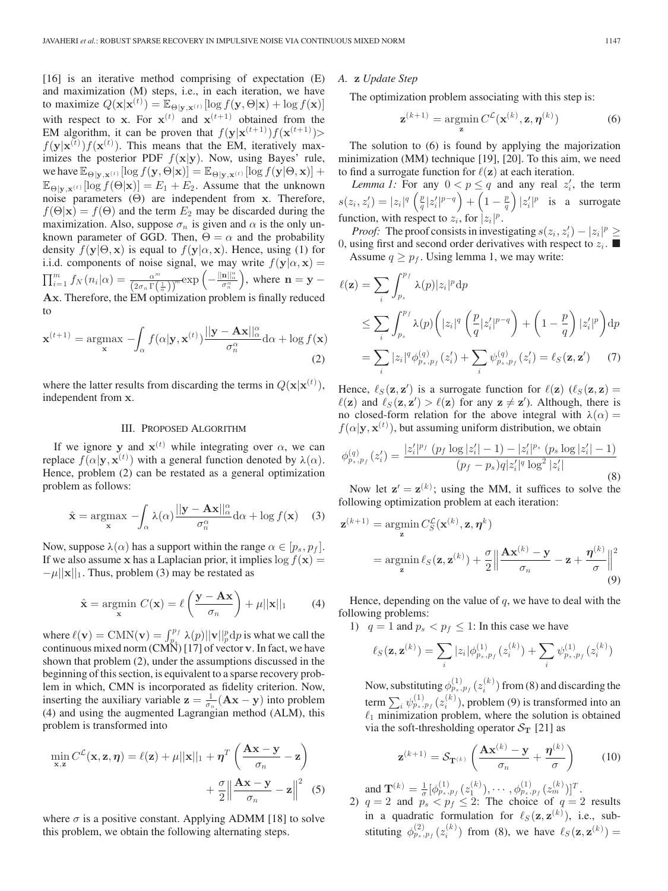[16] is an iterative method comprising of expectation (E) and maximization (M) steps, i.e., in each iteration, we have to maximize $Q(\mathbf{x}|\mathbf{x}^{(t)}) = \mathbb{E}_{\Theta|\mathbf{y},\mathbf{x}^{(t)}}[\log f(\mathbf{y},\Theta|\mathbf{x}) + \log f(\mathbf{x})]$ with respect to $\mathbf{x}$. For $\mathbf{x}^{(t)}$ and $\mathbf{x}^{(t+1)}$ obtained from the EM algorithm, it can be proven that $f(\mathbf{y}|\mathbf{x}^{(t+1)})f(\mathbf{x}^{(t+1)}) > f(\mathbf{y}|\mathbf{x}^{(t)})f(\mathbf{x}^{(t)})$. This means that the EM, iteratively maximizes the posterior PDF $f(\mathbf{x}|\mathbf{y})$. Now, using Bayes' rule, we have $\mathbb{E}_{\Theta|\mathbf{y},\mathbf{x}^{(t)}}[\log f(\mathbf{y},\Theta|\mathbf{x})] = \mathbb{E}_{\Theta|\mathbf{y},\mathbf{x}^{(t)}}[\log f(\mathbf{y}|\Theta,\mathbf{x})] + \mathbb{E}_{\Theta|\mathbf{y},\mathbf{x}^{(t)}}[\log f(\Theta|\mathbf{x})] = E_1 + E_2$. Assume that the unknown noise parameters ($\Theta$) are independent from $\mathbf{x}$. Therefore, $f(\Theta|\mathbf{x}) = f(\Theta)$ and the term $E_2$ may be discarded during the maximization. Also, suppose $\sigma_n$ is given and $\alpha$ is the only unknown parameter of GGD. Then, $\Theta = \alpha$ and the probability density $f(\mathbf{y}|\Theta,\mathbf{x})$ is equal to $f(\mathbf{y}|\alpha,\mathbf{x})$. Hence, using (1) for i.i.d. components of noise signal, we may write $f(\mathbf{y}|\alpha,\mathbf{x}) = \prod_{i=1}^{m} f_N(n_i|\alpha) = \frac{\alpha^m}{\left(2\sigma_n\Gamma\left(\frac{1}{\alpha}\right)\right)^m}\exp\left(-\frac{||\mathbf{n}||_\alpha^\alpha}{\sigma_n^\alpha}\right)$, where $\mathbf{n} = \mathbf{y} - \mathbf{A}\mathbf{x}$. Therefore, the EM optimization problem is finally reduced to

$$\mathbf{x}^{(t+1)} = \underset{\mathbf{x}}{\operatorname{argmax}} -\int_\alpha f(\alpha|\mathbf{y},\mathbf{x}^{(t)})\frac{||\mathbf{y}-\mathbf{A}\mathbf{x}||_\alpha^\alpha}{\sigma_n^\alpha}\mathrm{d}\alpha + \log f(\mathbf{x}) \tag{2}$$

where the latter results from discarding the terms in $Q(\mathbf{x}|\mathbf{x}^{(t)})$, independent from $\mathbf{x}$.

## III. Proposed Algorithm

If we ignore $\mathbf{y}$ and $\mathbf{x}^{(t)}$ while integrating over $\alpha$, we can replace $f(\alpha|\mathbf{y},\mathbf{x}^{(t)})$ with a general function denoted by $\lambda(\alpha)$. Hence, problem (2) can be restated as a general optimization problem as follows:

$$\hat{\mathbf{x}} = \underset{\mathbf{x}}{\operatorname{argmax}} -\int_\alpha \lambda(\alpha)\frac{||\mathbf{y}-\mathbf{A}\mathbf{x}||_\alpha^\alpha}{\sigma_n^\alpha}\mathrm{d}\alpha + \log f(\mathbf{x}) \tag{3}$$

Now, suppose $\lambda(\alpha)$ has a support within the range $\alpha \in [p_s, p_f]$. If we also assume $\mathbf{x}$ has a Laplacian prior, it implies $\log f(\mathbf{x}) = -\mu||\mathbf{x}||_1$. Thus, problem (3) may be restated as

$$\hat{\mathbf{x}} = \underset{\mathbf{x}}{\operatorname{argmin}}\ C(\mathbf{x}) = \ell\left(\frac{\mathbf{y}-\mathbf{A}\mathbf{x}}{\sigma_n}\right) + \mu||\mathbf{x}||_1 \tag{4}$$

where $\ell(\mathbf{v}) = \mathrm{CMN}(\mathbf{v}) = \int_{p_s}^{p_f}\lambda(p)||\mathbf{v}||_p^p\mathrm{d}p$ is what we call the continuous mixed norm (CMN) [17] of vector $\mathbf{v}$. In fact, we have shown that problem (2), under the assumptions discussed in the beginning of this section, is equivalent to a sparse recovery problem in which, CMN is incorporated as fidelity criterion. Now, inserting the auxiliary variable $\mathbf{z} = \frac{1}{\sigma_n}(\mathbf{A}\mathbf{x} - \mathbf{y})$ into problem (4) and using the augmented Lagrangian method (ALM), this problem is transformed into

$$\min_{\mathbf{x},\mathbf{z}} C^{\mathcal{L}}(\mathbf{x},\mathbf{z},\boldsymbol{\eta}) = \ell(\mathbf{z}) + \mu||\mathbf{x}||_1 + \boldsymbol{\eta}^T\left(\frac{\mathbf{A}\mathbf{x}-\mathbf{y}}{\sigma_n} - \mathbf{z}\right) + \frac{\sigma}{2}\left\|\frac{\mathbf{A}\mathbf{x}-\mathbf{y}}{\sigma_n} - \mathbf{z}\right\|^2 \tag{5}$$

where $\sigma$ is a positive constant. Applying ADMM [18] to solve this problem, we obtain the following alternating steps.

### A. z Update Step

The optimization problem associating with this step is:

$$\mathbf{z}^{(k+1)} = \underset{\mathbf{z}}{\operatorname{argmin}}\ C^{\mathcal{L}}(\mathbf{x}^{(k)},\mathbf{z},\boldsymbol{\eta}^{(k)}) \tag{6}$$

The solution to (6) is found by applying the majorization minimization (MM) technique [19], [20]. To this aim, we need to find a surrogate function for $\ell(\mathbf{z})$ at each iteration.

*Lemma 1:* For any $0 < p \leq q$ and any real $z_i'$, the term $s(z_i,z_i') = |z_i|^q\left(\frac{p}{q}|z_i'|^{p-q}\right) + \left(1-\frac{p}{q}\right)|z_i'|^p$ is a surrogate function, with respect to $z_i$, for $|z_i|^p$.

*Proof:* The proof consists in investigating $s(z_i,z_i') - |z_i|^p \geq 0$, using first and second order derivatives with respect to $z_i$. ■

Assume $q \geq p_f$. Using lemma 1, we may write:

$$\begin{aligned}\ell(\mathbf{z}) &= \sum_i\int_{p_s}^{p_f}\lambda(p)|z_i|^p\mathrm{d}p\\ &\leq \sum_i\int_{p_s}^{p_f}\lambda(p)\left(|z_i|^q\left(\frac{p}{q}|z_i'|^{p-q}\right) + \left(1-\frac{p}{q}\right)|z_i'|^p\right)\mathrm{d}p\\ &= \sum_i|z_i|^q\phi_{p_s,p_f}^{(q)}(z_i') + \sum_i\psi_{p_s,p_f}^{(q)}(z_i') = \ell_S(\mathbf{z},\mathbf{z}')\end{aligned} \tag{7}$$

Hence, $\ell_S(\mathbf{z},\mathbf{z}')$ is a surrogate function for $\ell(\mathbf{z})$ ($\ell_S(\mathbf{z},\mathbf{z}) = \ell(\mathbf{z})$ and $\ell_S(\mathbf{z},\mathbf{z}') > \ell(\mathbf{z})$ for any $\mathbf{z} \neq \mathbf{z}'$). Although, there is no closed-form relation for the above integral with $\lambda(\alpha) = f(\alpha|\mathbf{y},\mathbf{x}^{(t)})$, but assuming uniform distribution, we obtain

$$\phi_{p_s,p_f}^{(q)}(z_i') = \frac{|z_i'|^{p_f}\left(p_f\log|z_i'|-1\right) - |z_i'|^{p_s}\left(p_s\log|z_i'|-1\right)}{(p_f-p_s)q|z_i'|^q\log^2|z_i'|} \tag{8}$$

Now let $\mathbf{z}' = \mathbf{z}^{(k)}$; using the MM, it suffices to solve the following optimization problem at each iteration:

$$\begin{aligned}\mathbf{z}^{(k+1)} &= \underset{\mathbf{z}}{\operatorname{argmin}}\ C_S^{\mathcal{L}}(\mathbf{x}^{(k)},\mathbf{z},\boldsymbol{\eta}^k)\\ &= \underset{\mathbf{z}}{\operatorname{argmin}}\ \ell_S(\mathbf{z},\mathbf{z}^{(k)}) + \frac{\sigma}{2}\left\|\frac{\mathbf{A}\mathbf{x}^{(k)}-\mathbf{y}}{\sigma_n} - \mathbf{z} + \frac{\boldsymbol{\eta}^{(k)}}{\sigma}\right\|^2\end{aligned} \tag{9}$$

Hence, depending on the value of $q$, we have to deal with the following problems:

1) $q = 1$ and $p_s < p_f \leq 1$: In this case we have

$$\ell_S(\mathbf{z},\mathbf{z}^{(k)}) = \sum_i|z_i|\phi_{p_s,p_f}^{(1)}(z_i^{(k)}) + \sum_i\psi_{p_s,p_f}^{(1)}(z_i^{(k)})$$

Now, substituting $\phi_{p_s,p_f}^{(1)}(z_i^{(k)})$ from (8) and discarding the term $\sum_i\psi_{p_s,p_f}^{(1)}(z_i^{(k)})$, problem (9) is transformed into an $\ell_1$ minimization problem, where the solution is obtained via the soft-thresholding operator $\mathcal{S}_{\mathbf{T}}$ [21] as

$$\mathbf{z}^{(k+1)} = \mathcal{S}_{\mathbf{T}^{(k)}}\left(\frac{\mathbf{A}\mathbf{x}^{(k)}-\mathbf{y}}{\sigma_n} + \frac{\boldsymbol{\eta}^{(k)}}{\sigma}\right) \tag{10}$$

and $\mathbf{T}^{(k)} = \frac{1}{\sigma}[\phi_{p_s,p_f}^{(1)}(z_1^{(k)}),\cdots,\phi_{p_s,p_f}^{(1)}(z_m^{(k)})]^T$.

2) $q = 2$ and $p_s < p_f \leq 2$: The choice of $q = 2$ results in a quadratic formulation for $\ell_S(\mathbf{z},\mathbf{z}^{(k)})$, i.e., substituting $\phi_{p_s,p_f}^{(2)}(z_i^{(k)})$ from (8), we have $\ell_S(\mathbf{z},\mathbf{z}^{(k)}) =$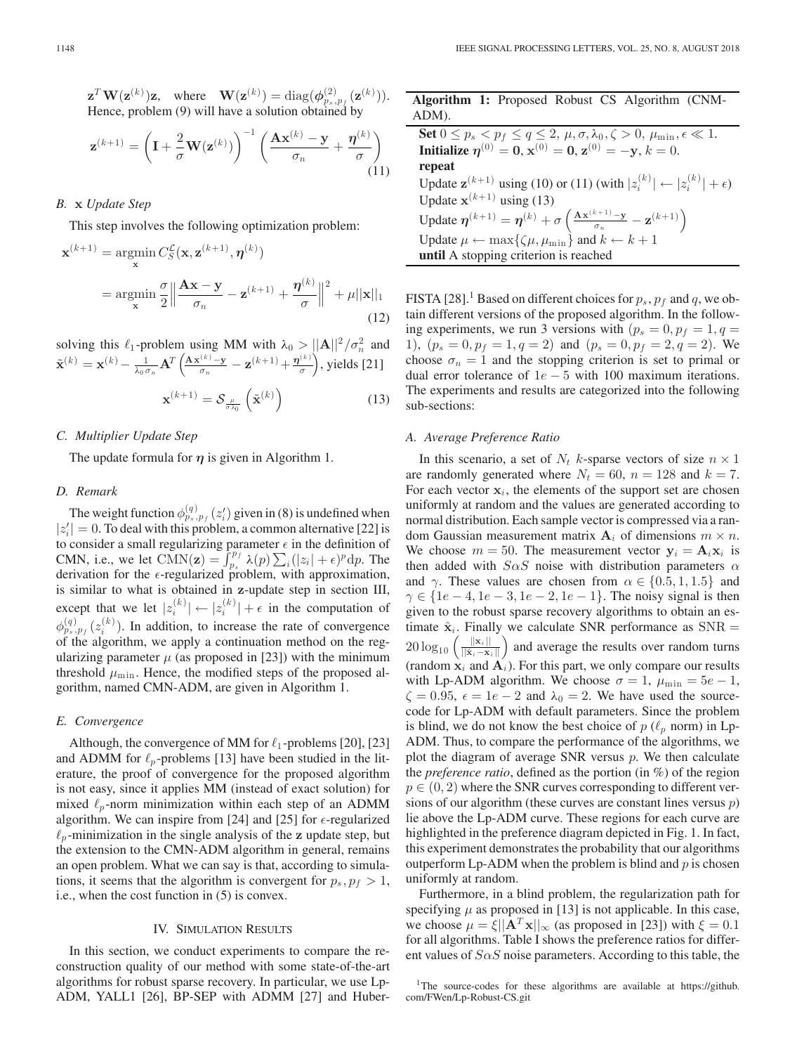$\mathbf{z}^T \mathbf{W}(\mathbf{z}^{(k)}) \mathbf{z}$, where $\mathbf{W}(\mathbf{z}^{(k)}) = \mathrm{diag}(\boldsymbol{\phi}^{(2)}_{p_s,p_f}(\mathbf{z}^{(k)}))$. Hence, problem (9) will have a solution obtained by

$$\mathbf{z}^{(k+1)} = \left(\mathbf{I} + \frac{2}{\sigma}\mathbf{W}(\mathbf{z}^{(k)})\right)^{-1} \left(\frac{\mathbf{A}\mathbf{x}^{(k)} - \mathbf{y}}{\sigma_n} + \frac{\boldsymbol{\eta}^{(k)}}{\sigma}\right) \tag{11}$$

### B. x Update Step

This step involves the following optimization problem:

$$\begin{aligned}\mathbf{x}^{(k+1)} &= \underset{\mathbf{x}}{\operatorname{argmin}}\, C_S^{\mathcal{L}}(\mathbf{x}, \mathbf{z}^{(k+1)}, \boldsymbol{\eta}^{(k)}) \\ &= \underset{\mathbf{x}}{\operatorname{argmin}}\, \frac{\sigma}{2}\left\| \frac{\mathbf{A}\mathbf{x} - \mathbf{y}}{\sigma_n} - \mathbf{z}^{(k+1)} + \frac{\boldsymbol{\eta}^{(k)}}{\sigma}\right\|^2 + \mu||\mathbf{x}||_1\end{aligned} \tag{12}$$

solving this $\ell_1$-problem using MM with $\lambda_0 > ||\mathbf{A}||^2/\sigma_n^2$ and $\tilde{\mathbf{x}}^{(k)} = \mathbf{x}^{(k)} - \frac{1}{\lambda_0 \sigma_n}\mathbf{A}^T\left(\frac{\mathbf{A}\mathbf{x}^{(k)} - \mathbf{y}}{\sigma_n} - \mathbf{z}^{(k+1)} + \frac{\boldsymbol{\eta}^{(k)}}{\sigma}\right)$, yields [21]

$$\mathbf{x}^{(k+1)} = \mathcal{S}_{\frac{\mu}{\sigma\lambda_0}}\left(\tilde{\mathbf{x}}^{(k)}\right) \tag{13}$$

### C. Multiplier Update Step

The update formula for $\boldsymbol{\eta}$ is given in Algorithm 1.

### D. Remark

The weight function $\phi^{(q)}_{p_s,p_f}(z_i')$ given in (8) is undefined when $|z_i'| = 0$. To deal with this problem, a common alternative [22] is to consider a small regularizing parameter $\epsilon$ in the definition of CMN, i.e., we let $\mathrm{CMN}(\mathbf{z}) = \int_{p_s}^{p_f} \lambda(p) \sum_i (|z_i| + \epsilon)^p \mathrm{d}p$. The derivation for the $\epsilon$-regularized problem, with approximation, is similar to what is obtained in z-update step in section III, except that we let $|z_i^{(k)}| \leftarrow |z_i^{(k)}| + \epsilon$ in the computation of $\phi^{(q)}_{p_s,p_f}(z_i^{(k)})$. In addition, to increase the rate of convergence of the algorithm, we apply a continuation method on the regularizing parameter $\mu$ (as proposed in [23]) with the minimum threshold $\mu_{\min}$. Hence, the modified steps of the proposed algorithm, named CMN-ADM, are given in Algorithm 1.

### E. Convergence

Although, the convergence of MM for $\ell_1$-problems [20], [23] and ADMM for $\ell_p$-problems [13] have been studied in the literature, the proof of convergence for the proposed algorithm is not easy, since it applies MM (instead of exact solution) for mixed $\ell_p$-norm minimization within each step of an ADMM algorithm. We can inspire from [24] and [25] for $\epsilon$-regularized $\ell_p$-minimization in the single analysis of the z update step, but the extension to the CMN-ADM algorithm in general, remains an open problem. What we can say is that, according to simulations, it seems that the algorithm is convergent for $p_s, p_f > 1$, i.e., when the cost function in (5) is convex.

## IV. Simulation Results

In this section, we conduct experiments to compare the reconstruction quality of our method with some state-of-the-art algorithms for robust sparse recovery. In particular, we use Lp-ADM, YALL1 [26], BP-SEP with ADMM [27] and Huber-FISTA [28].[1] Based on different choices for $p_s, p_f$ and $q$, we obtain different versions of the proposed algorithm. In the following experiments, we run 3 versions with ($p_s = 0, p_f = 1, q = 1$), ($p_s = 0, p_f = 1, q = 2$) and ($p_s = 0, p_f = 2, q = 2$). We choose $\sigma_n = 1$ and the stopping criterion is set to primal or dual error tolerance of $1e-5$ with 100 maximum iterations. The experiments and results are categorized into the following sub-sections:

---

**Algorithm 1:** Proposed Robust CS Algorithm (CNM-ADM).

**Set** $0 \le p_s < p_f \le q \le 2$, $\mu, \sigma, \lambda_0, \zeta > 0$, $\mu_{\min}, \epsilon \ll 1$.
**Initialize** $\boldsymbol{\eta}^{(0)} = \mathbf{0}$, $\mathbf{x}^{(0)} = \mathbf{0}$, $\mathbf{z}^{(0)} = -\mathbf{y}$, $k = 0$.
**repeat**
Update $\mathbf{z}^{(k+1)}$ using (10) or (11) (with $|z_i^{(k)}| \leftarrow |z_i^{(k)}| + \epsilon$)
Update $\mathbf{x}^{(k+1)}$ using (13)
Update $\boldsymbol{\eta}^{(k+1)} = \boldsymbol{\eta}^{(k)} + \sigma\left(\frac{\mathbf{A}\mathbf{x}^{(k+1)} - \mathbf{y}}{\sigma_n} - \mathbf{z}^{(k+1)}\right)$
Update $\mu \leftarrow \max\{\zeta\mu, \mu_{\min}\}$ and $k \leftarrow k + 1$
**until** A stopping criterion is reached

---

### A. Average Preference Ratio

In this scenario, a set of $N_t$ $k$-sparse vectors of size $n \times 1$ are randomly generated where $N_t = 60$, $n = 128$ and $k = 7$. For each vector $\mathbf{x}_i$, the elements of the support set are chosen uniformly at random and the values are generated according to normal distribution. Each sample vector is compressed via a random Gaussian measurement matrix $\mathbf{A}_i$ of dimensions $m \times n$. We choose $m = 50$. The measurement vector $\mathbf{y}_i = \mathbf{A}_i \mathbf{x}_i$ is then added with $S\alpha S$ noise with distribution parameters $\alpha$ and $\gamma$. These values are chosen from $\alpha \in \{0.5, 1, 1.5\}$ and $\gamma \in \{1e-4, 1e-3, 1e-2, 1e-1\}$. The noisy signal is then given to the robust sparse recovery algorithms to obtain an estimate $\hat{\mathbf{x}}_i$. Finally we calculate SNR performance as $\mathrm{SNR} = 20\log_{10}\left(\frac{||\mathbf{x}_i||}{||\hat{\mathbf{x}}_i - \mathbf{x}_i||}\right)$ and average the results over random turns (random $\mathbf{x}_i$ and $\mathbf{A}_i$). For this part, we only compare our results with Lp-ADM algorithm. We choose $\sigma = 1$, $\mu_{\min} = 5e-1$, $\zeta = 0.95$, $\epsilon = 1e-2$ and $\lambda_0 = 2$. We have used the source-code for Lp-ADM with default parameters. Since the problem is blind, we do not know the best choice of $p$ ($\ell_p$ norm) in Lp-ADM. Thus, to compare the performance of the algorithms, we plot the diagram of average SNR versus $p$. We then calculate the *preference ratio*, defined as the portion (in %) of the region $p \in (0, 2)$ where the SNR curves corresponding to different versions of our algorithm (these curves are constant lines versus $p$) lie above the Lp-ADM curve. These regions for each curve are highlighted in the preference diagram depicted in Fig. 1. In fact, this experiment demonstrates the probability that our algorithms outperform Lp-ADM when the problem is blind and $p$ is chosen uniformly at random.

Furthermore, in a blind problem, the regularization path for specifying $\mu$ as proposed in [13] is not applicable. In this case, we choose $\mu = \xi||\mathbf{A}^T\mathbf{x}||_\infty$ (as proposed in [23]) with $\xi = 0.1$ for all algorithms. Table I shows the preference ratios for different values of $S\alpha S$ noise parameters. According to this table, the

[1] The source-codes for these algorithms are available at https://github.com/FWen/Lp-Robust-CS.git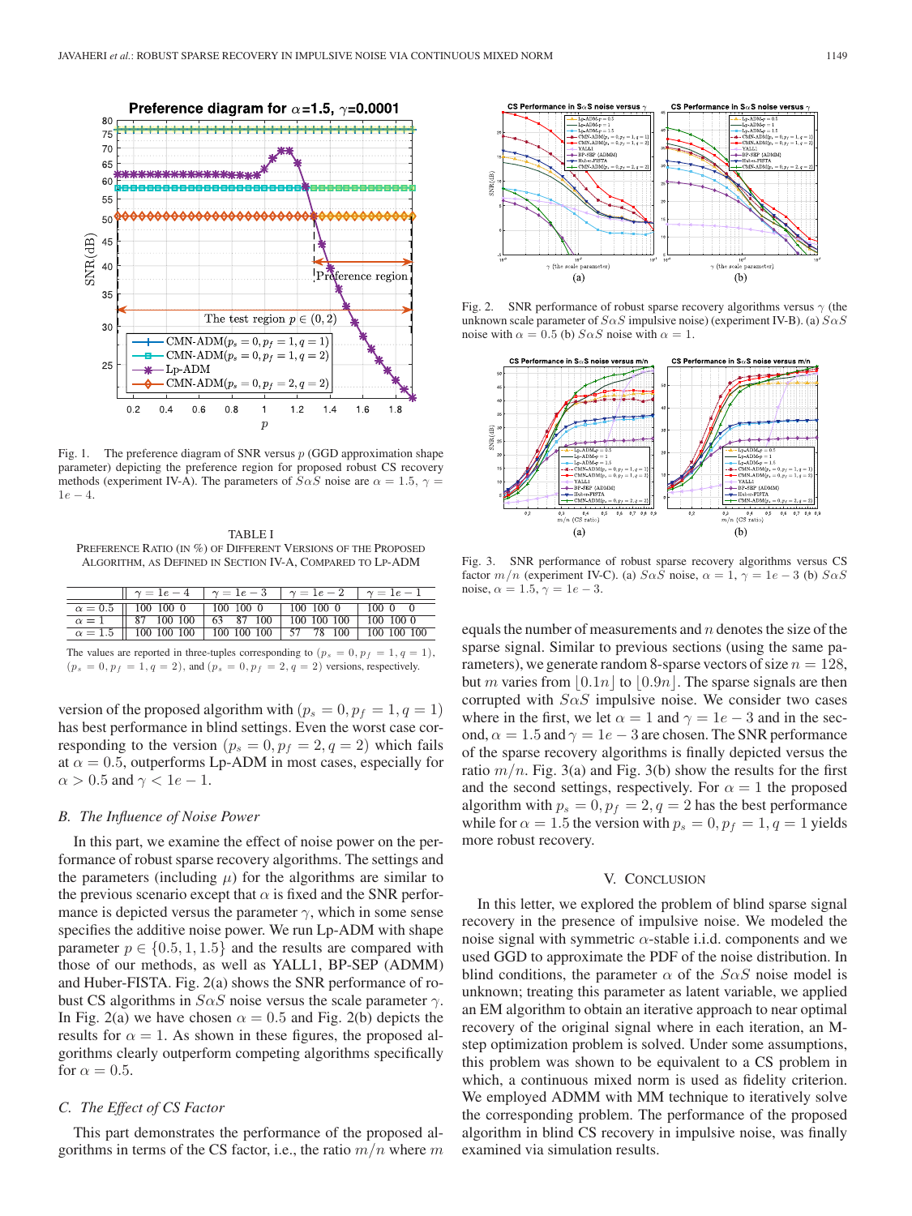Fig. 1. The preference diagram of SNR versus $p$ (GGD approximation shape parameter) depicting the preference region for proposed robust CS recovery methods (experiment IV-A). The parameters of $S\alpha S$ noise are $\alpha = 1.5$, $\gamma = 1e-4$.

TABLE I

PREFERENCE RATIO (IN %) OF DIFFERENT VERSIONS OF THE PROPOSED ALGORITHM, AS DEFINED IN SECTION IV-A, COMPARED TO LP-ADM

| | $\gamma = 1e-4$ | $\gamma = 1e-3$ | $\gamma = 1e-2$ | $\gamma = 1e-1$ |
|---|---|---|---|---|
| $\alpha = 0.5$ | 100 100 0 | 100 100 0 | 100 100 0 | 100 0 0 |
| $\alpha = 1$ | 87 100 100 | 63 87 100 | 100 100 100 | 100 100 0 |
| $\alpha = 1.5$ | 100 100 100 | 100 100 100 | 57 78 100 | 100 100 100 |

The values are reported in three-tuples corresponding to $(p_s = 0, p_f = 1, q = 1)$, $(p_s = 0, p_f = 1, q = 2)$, and $(p_s = 0, p_f = 2, q = 2)$ versions, respectively.

version of the proposed algorithm with $(p_s = 0, p_f = 1, q = 1)$ has best performance in blind settings. Even the worst case corresponding to the version $(p_s = 0, p_f = 2, q = 2)$ which fails at $\alpha = 0.5$, outperforms Lp-ADM in most cases, especially for $\alpha > 0.5$ and $\gamma < 1e-1$.

### *B. The Influence of Noise Power*

In this part, we examine the effect of noise power on the performance of robust sparse recovery algorithms. The settings and the parameters (including $\mu$) for the algorithms are similar to the previous scenario except that $\alpha$ is fixed and the SNR performance is depicted versus the parameter $\gamma$, which in some sense specifies the additive noise power. We run Lp-ADM with shape parameter $p \in \{0.5, 1, 1.5\}$ and the results are compared with those of our methods, as well as YALL1, BP-SEP (ADMM) and Huber-FISTA. Fig. 2(a) shows the SNR performance of robust CS algorithms in $S\alpha S$ noise versus the scale parameter $\gamma$. In Fig. 2(a) we have chosen $\alpha = 0.5$ and Fig. 2(b) depicts the results for $\alpha = 1$. As shown in these figures, the proposed algorithms clearly outperform competing algorithms specifically for $\alpha = 0.5$.

### *C. The Effect of CS Factor*

This part demonstrates the performance of the proposed algorithms in terms of the CS factor, i.e., the ratio $m/n$ where $m$ equals the number of measurements and $n$ denotes the size of the sparse signal. Similar to previous sections (using the same parameters), we generate random 8-sparse vectors of size $n = 128$, but $m$ varies from $\lfloor 0.1n \rfloor$ to $\lfloor 0.9n \rfloor$. The sparse signals are then corrupted with $S\alpha S$ impulsive noise. We consider two cases where in the first, we let $\alpha = 1$ and $\gamma = 1e-3$ and in the second, $\alpha = 1.5$ and $\gamma = 1e-3$ are chosen. The SNR performance of the sparse recovery algorithms is finally depicted versus the ratio $m/n$. Fig. 3(a) and Fig. 3(b) show the results for the first and the second settings, respectively. For $\alpha = 1$ the proposed algorithm with $p_s = 0, p_f = 2, q = 2$ has the best performance while for $\alpha = 1.5$ the version with $p_s = 0, p_f = 1, q = 1$ yields more robust recovery.

Fig. 2. SNR performance of robust sparse recovery algorithms versus $\gamma$ (the unknown scale parameter of $S\alpha S$ impulsive noise) (experiment IV-B). (a) $S\alpha S$ noise with $\alpha = 0.5$ (b) $S\alpha S$ noise with $\alpha = 1$.

Fig. 3. SNR performance of robust sparse recovery algorithms versus CS factor $m/n$ (experiment IV-C). (a) $S\alpha S$ noise, $\alpha = 1$, $\gamma = 1e-3$ (b) $S\alpha S$ noise, $\alpha = 1.5$, $\gamma = 1e-3$.

## V. CONCLUSION

In this letter, we explored the problem of blind sparse signal recovery in the presence of impulsive noise. We modeled the noise signal with symmetric $\alpha$-stable i.i.d. components and we used GGD to approximate the PDF of the noise distribution. In blind conditions, the parameter $\alpha$ of the $S\alpha S$ noise model is unknown; treating this parameter as latent variable, we applied an EM algorithm to obtain an iterative approach to near optimal recovery of the original signal where in each iteration, an M-step optimization problem is solved. Under some assumptions, this problem was shown to be equivalent to a CS problem in which, a continuous mixed norm is used as fidelity criterion. We employed ADMM with MM technique to iteratively solve the corresponding problem. The performance of the proposed algorithm in blind CS recovery in impulsive noise, was finally examined via simulation results.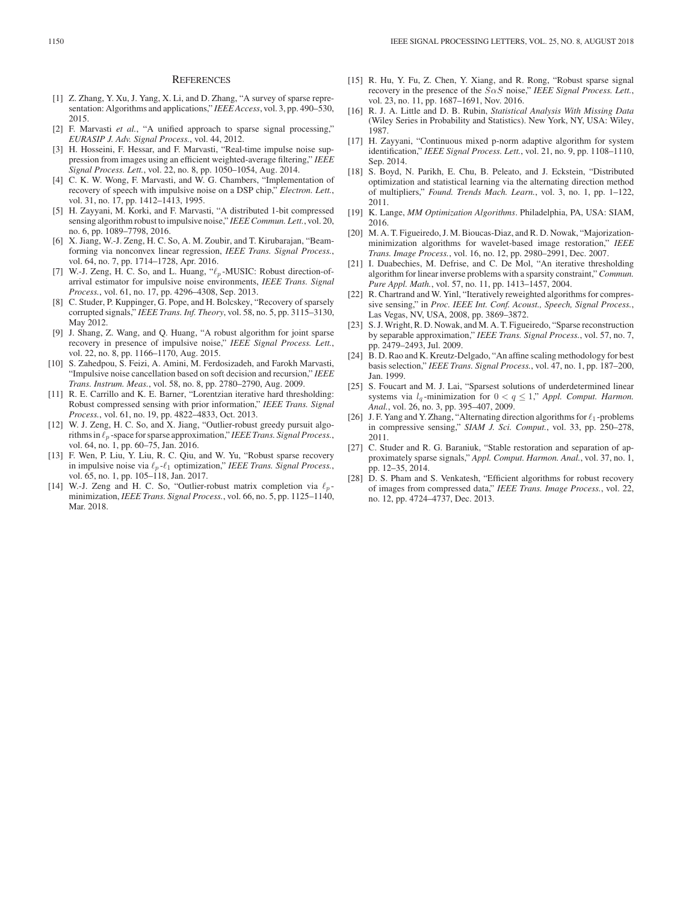## References

[1] Z. Zhang, Y. Xu, J. Yang, X. Li, and D. Zhang, "A survey of sparse representation: Algorithms and applications," *IEEE Access*, vol. 3, pp. 490–530, 2015.

[2] F. Marvasti *et al.*, "A unified approach to sparse signal processing," *EURASIP J. Adv. Signal Process.*, vol. 44, 2012.

[3] H. Hosseini, F. Hessar, and F. Marvasti, "Real-time impulse noise suppression from images using an efficient weighted-average filtering," *IEEE Signal Process. Lett.*, vol. 22, no. 8, pp. 1050–1054, Aug. 2014.

[4] C. K. W. Wong, F. Marvasti, and W. G. Chambers, "Implementation of recovery of speech with impulsive noise on a DSP chip," *Electron. Lett.*, vol. 31, no. 17, pp. 1412–1413, 1995.

[5] H. Zayyani, M. Korki, and F. Marvasti, "A distributed 1-bit compressed sensing algorithm robust to impulsive noise," *IEEE Commun. Lett.*, vol. 20, no. 6, pp. 1089–7798, 2016.

[6] X. Jiang, W.-J. Zeng, H. C. So, A. M. Zoubir, and T. Kirubarajan, "Beamforming via nonconvex linear regression, *IEEE Trans. Signal Process.*, vol. 64, no. 7, pp. 1714–1728, Apr. 2016.

[7] W.-J. Zeng, H. C. So, and L. Huang, "$\ell_p$-MUSIC: Robust direction-of-arrival estimator for impulsive noise environments, *IEEE Trans. Signal Process.*, vol. 61, no. 17, pp. 4296–4308, Sep. 2013.

[8] C. Studer, P. Kuppinger, G. Pope, and H. Bolcskey, "Recovery of sparsely corrupted signals," *IEEE Trans. Inf. Theory*, vol. 58, no. 5, pp. 3115–3130, May 2012.

[9] J. Shang, Z. Wang, and Q. Huang, "A robust algorithm for joint sparse recovery in presence of impulsive noise," *IEEE Signal Process. Lett.*, vol. 22, no. 8, pp. 1166–1170, Aug. 2015.

[10] S. Zahedpou, S. Feizi, A. Amini, M. Ferdosizadeh, and Farokh Marvasti, "Impulsive noise cancellation based on soft decision and recursion," *IEEE Trans. Instrum. Meas.*, vol. 58, no. 8, pp. 2780–2790, Aug. 2009.

[11] R. E. Carrillo and K. E. Barner, "Lorentzian iterative hard thresholding: Robust compressed sensing with prior information," *IEEE Trans. Signal Process.*, vol. 61, no. 19, pp. 4822–4833, Oct. 2013.

[12] W. J. Zeng, H. C. So, and X. Jiang, "Outlier-robust greedy pursuit algorithms in $\ell_p$-space for sparse approximation," *IEEE Trans. Signal Process.*, vol. 64, no. 1, pp. 60–75, Jan. 2016.

[13] F. Wen, P. Liu, Y. Liu, R. C. Qiu, and W. Yu, "Robust sparse recovery in impulsive noise via $\ell_p$-$\ell_1$ optimization," *IEEE Trans. Signal Process.*, vol. 65, no. 1, pp. 105–118, Jan. 2017.

[14] W.-J. Zeng and H. C. So, "Outlier-robust matrix completion via $\ell_p$-minimization, *IEEE Trans. Signal Process.*, vol. 66, no. 5, pp. 1125–1140, Mar. 2018.

[15] R. Hu, Y. Fu, Z. Chen, Y. Xiang, and R. Rong, "Robust sparse signal recovery in the presence of the $S\alpha S$ noise," *IEEE Signal Process. Lett.*, vol. 23, no. 11, pp. 1687–1691, Nov. 2016.

[16] R. J. A. Little and D. B. Rubin, *Statistical Analysis With Missing Data* (Wiley Series in Probability and Statistics). New York, NY, USA: Wiley, 1987.

[17] H. Zayyani, "Continuous mixed p-norm adaptive algorithm for system identification," *IEEE Signal Process. Lett.*, vol. 21, no. 9, pp. 1108–1110, Sep. 2014.

[18] S. Boyd, N. Parikh, E. Chu, B. Peleato, and J. Eckstein, "Distributed optimization and statistical learning via the alternating direction method of multipliers," *Found. Trends Mach. Learn.*, vol. 3, no. 1, pp. 1–122, 2011.

[19] K. Lange, *MM Optimization Algorithms*. Philadelphia, PA, USA: SIAM, 2016.

[20] M. A. T. Figueiredo, J. M. Bioucas-Diaz, and R. D. Nowak, "Majorization-minimization algorithms for wavelet-based image restoration," *IEEE Trans. Image Process.*, vol. 16, no. 12, pp. 2980–2991, Dec. 2007.

[21] I. Duabechies, M. Defrise, and C. De Mol, "An iterative thresholding algorithm for linear inverse problems with a sparsity constraint," *Commun. Pure Appl. Math.*, vol. 57, no. 11, pp. 1413–1457, 2004.

[22] R. Chartrand and W. Yinl, "Iteratively reweighted algorithms for compressive sensing," in *Proc. IEEE Int. Conf. Acoust., Speech, Signal Process.*, Las Vegas, NV, USA, 2008, pp. 3869–3872.

[23] S. J. Wright, R. D. Nowak, and M. A. T. Figueiredo, "Sparse reconstruction by separable approximation," *IEEE Trans. Signal Process.*, vol. 57, no. 7, pp. 2479–2493, Jul. 2009.

[24] B. D. Rao and K. Kreutz-Delgado, "An affine scaling methodology for best basis selection," *IEEE Trans. Signal Process.*, vol. 47, no. 1, pp. 187–200, Jan. 1999.

[25] S. Foucart and M. J. Lai, "Sparsest solutions of underdetermined linear systems via $l_q$-minimization for $0 < q \leq 1$," *Appl. Comput. Harmon. Anal.*, vol. 26, no. 3, pp. 395–407, 2009.

[26] J. F. Yang and Y. Zhang, "Alternating direction algorithms for $\ell_1$-problems in compressive sensing," *SIAM J. Sci. Comput.*, vol. 33, pp. 250–278, 2011.

[27] C. Studer and R. G. Baraniuk, "Stable restoration and separation of approximately sparse signals," *Appl. Comput. Harmon. Anal.*, vol. 37, no. 1, pp. 12–35, 2014.

[28] D. S. Pham and S. Venkatesh, "Efficient algorithms for robust recovery of images from compressed data," *IEEE Trans. Image Process.*, vol. 22, no. 12, pp. 4724–4737, Dec. 2013.